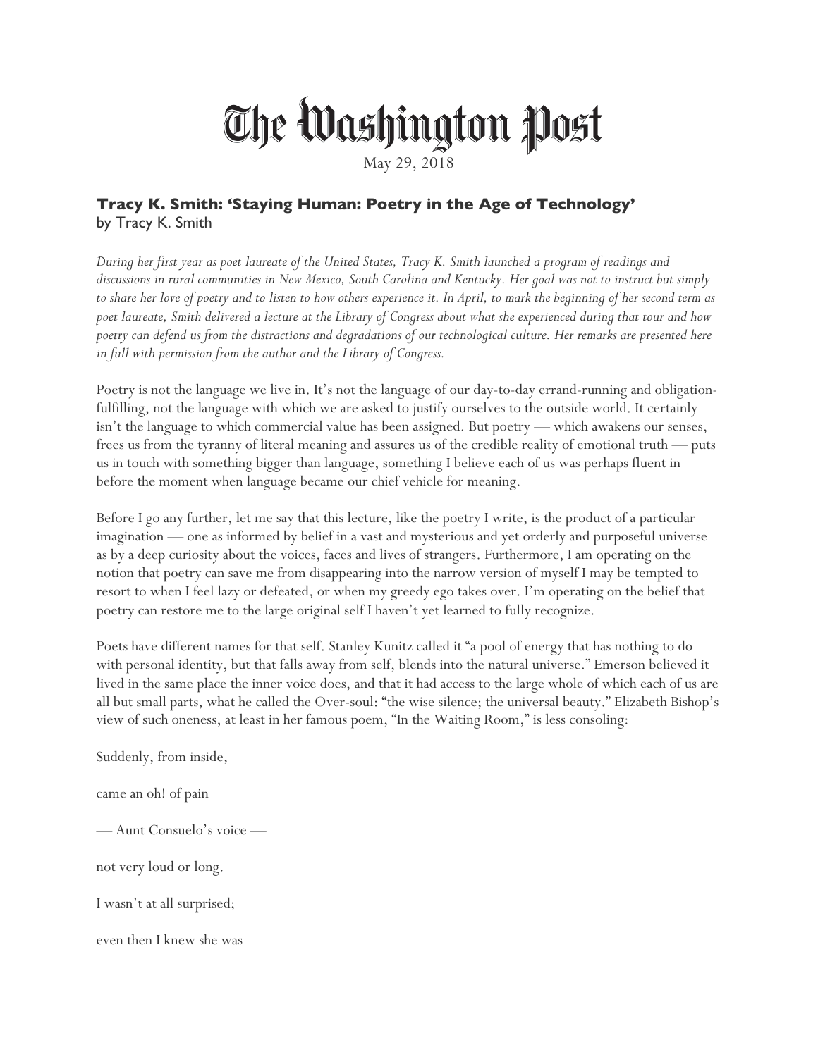# The Washington Post

May 29, 2018

## Tracy K. Smith: 'Staying Human: Poetry in the Age of Technology'

by Tracy K. Smith

*During her first year as poet laureate of the United States, Tracy K. Smith launched a program of readings and discussions in rural communities in New Mexico, South Carolina and Kentucky. Her goal was not to instruct but simply to share her love of poetry and to listen to how others experience it. In April, to mark the beginning of her second term as poet laureate, Smith delivered a lecture at the Library of Congress about what she experienced during that tour and how poetry can defend us from the distractions and degradations of our technological culture. Her remarks are presented here in full with permission from the author and the Library of Congress.*

Poetry is not the language we live in. It's not the language of our day-to-day errand-running and obligation-fulfilling, not the language with which we are asked to justify ourselves to the outside world. It certainly isn't the language to which commercial value has been assigned. But poetry — which awakens our senses, frees us from the tyranny of literal meaning and assures us of the credible reality of emotional truth — puts us in touch with something bigger than language, something I believe each of us was perhaps fluent in before the moment when language became our chief vehicle for meaning.

Before I go any further, let me say that this lecture, like the poetry I write, is the product of a particular imagination — one as informed by belief in a vast and mysterious and yet orderly and purposeful universe as by a deep curiosity about the voices, faces and lives of strangers. Furthermore, I am operating on the notion that poetry can save me from disappearing into the narrow version of myself I may be tempted to resort to when I feel lazy or defeated, or when my greedy ego takes over. I'm operating on the belief that poetry can restore me to the large original self I haven't yet learned to fully recognize.

Poets have different names for that self. Stanley Kunitz called it "a pool of energy that has nothing to do with personal identity, but that falls away from self, blends into the natural universe." Emerson believed it lived in the same place the inner voice does, and that it had access to the large whole of which each of us are all but small parts, what he called the Over-soul: "the wise silence; the universal beauty." Elizabeth Bishop's view of such oneness, at least in her famous poem, "In the Waiting Room," is less consoling:

Suddenly, from inside,

came an oh! of pain

— Aunt Consuelo's voice —

not very loud or long.

I wasn't at all surprised;

even then I knew she was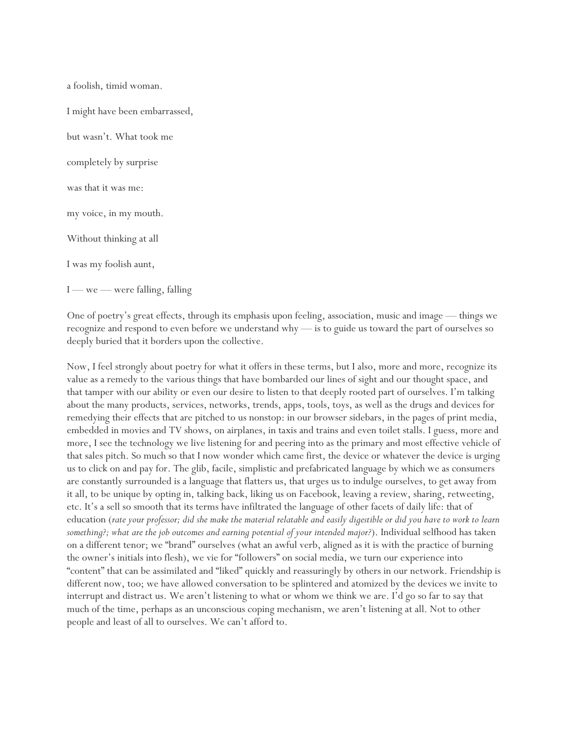a foolish, timid woman.

I might have been embarrassed,

but wasn't. What took me

completely by surprise

was that it was me:

my voice, in my mouth.

Without thinking at all

I was my foolish aunt,

I — we — were falling, falling

One of poetry's great effects, through its emphasis upon feeling, association, music and image — things we recognize and respond to even before we understand why — is to guide us toward the part of ourselves so deeply buried that it borders upon the collective.

Now, I feel strongly about poetry for what it offers in these terms, but I also, more and more, recognize its value as a remedy to the various things that have bombarded our lines of sight and our thought space, and that tamper with our ability or even our desire to listen to that deeply rooted part of ourselves. I'm talking about the many products, services, networks, trends, apps, tools, toys, as well as the drugs and devices for remedying their effects that are pitched to us nonstop: in our browser sidebars, in the pages of print media, embedded in movies and TV shows, on airplanes, in taxis and trains and even toilet stalls. I guess, more and more, I see the technology we live listening for and peering into as the primary and most effective vehicle of that sales pitch. So much so that I now wonder which came first, the device or whatever the device is urging us to click on and pay for. The glib, facile, simplistic and prefabricated language by which we as consumers are constantly surrounded is a language that flatters us, that urges us to indulge ourselves, to get away from it all, to be unique by opting in, talking back, liking us on Facebook, leaving a review, sharing, retweeting, etc. It's a sell so smooth that its terms have infiltrated the language of other facets of daily life: that of education (*rate your professor; did she make the material relatable and easily digestible or did you have to work to learn something?; what are the job outcomes and earning potential of your intended major?*). Individual selfhood has taken on a different tenor; we "brand" ourselves (what an awful verb, aligned as it is with the practice of burning the owner's initials into flesh), we vie for "followers" on social media, we turn our experience into "content" that can be assimilated and "liked" quickly and reassuringly by others in our network. Friendship is different now, too; we have allowed conversation to be splintered and atomized by the devices we invite to interrupt and distract us. We aren't listening to what or whom we think we are. I'd go so far to say that much of the time, perhaps as an unconscious coping mechanism, we aren't listening at all. Not to other people and least of all to ourselves. We can't afford to.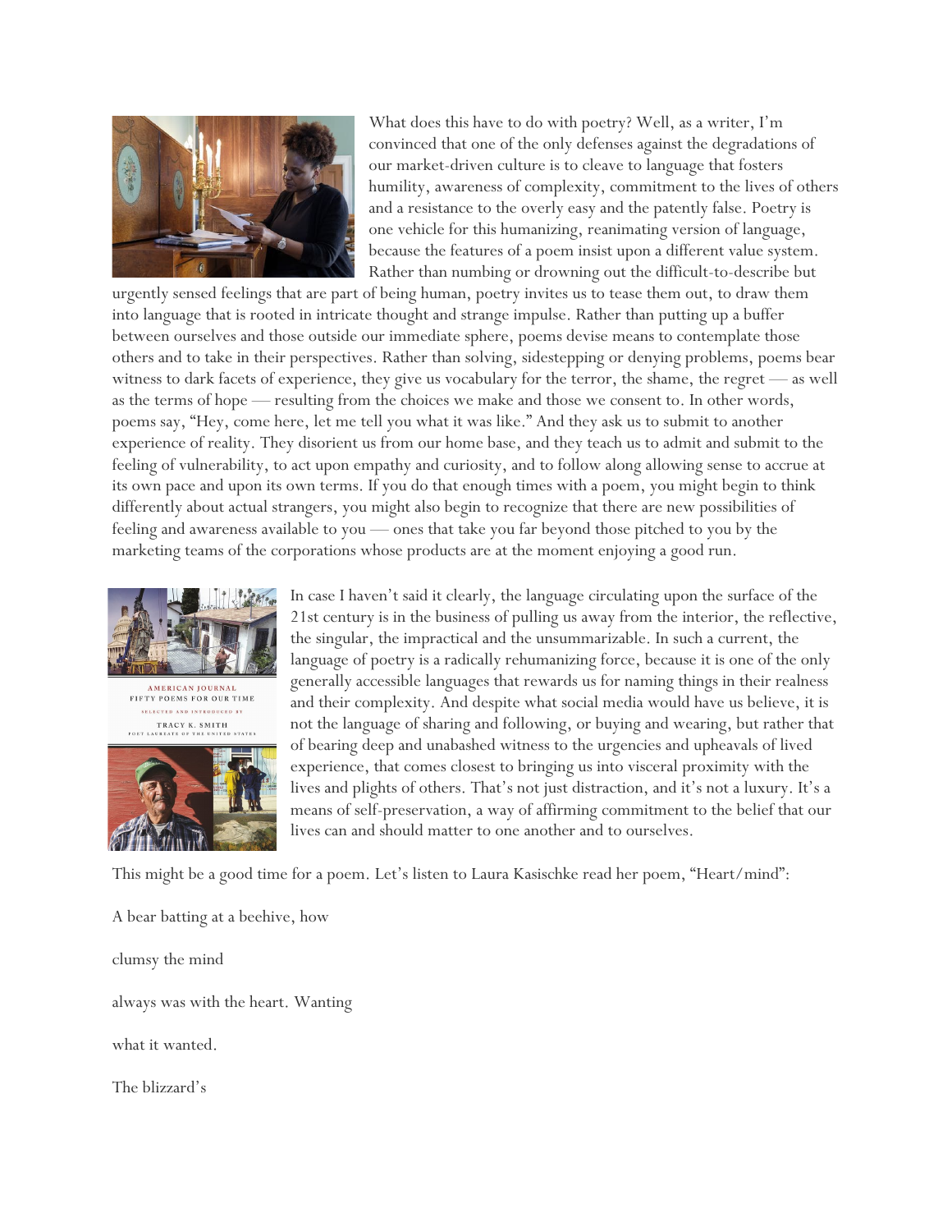What does this have to do with poetry? Well, as a writer, I'm convinced that one of the only defenses against the degradations of our market-driven culture is to cleave to language that fosters humility, awareness of complexity, commitment to the lives of others and a resistance to the overly easy and the patently false. Poetry is one vehicle for this humanizing, reanimating version of language, because the features of a poem insist upon a different value system. Rather than numbing or drowning out the difficult-to-describe but urgently sensed feelings that are part of being human, poetry invites us to tease them out, to draw them into language that is rooted in intricate thought and strange impulse. Rather than putting up a buffer between ourselves and those outside our immediate sphere, poems devise means to contemplate those others and to take in their perspectives. Rather than solving, sidestepping or denying problems, poems bear witness to dark facets of experience, they give us vocabulary for the terror, the shame, the regret — as well as the terms of hope — resulting from the choices we make and those we consent to. In other words, poems say, "Hey, come here, let me tell you what it was like." And they ask us to submit to another experience of reality. They disorient us from our home base, and they teach us to admit and submit to the feeling of vulnerability, to act upon empathy and curiosity, and to follow along allowing sense to accrue at its own pace and upon its own terms. If you do that enough times with a poem, you might begin to think differently about actual strangers, you might also begin to recognize that there are new possibilities of feeling and awareness available to you — ones that take you far beyond those pitched to you by the marketing teams of the corporations whose products are at the moment enjoying a good run.

In case I haven't said it clearly, the language circulating upon the surface of the 21st century is in the business of pulling us away from the interior, the reflective, the singular, the impractical and the unsummarizable. In such a current, the language of poetry is a radically rehumanizing force, because it is one of the only generally accessible languages that rewards us for naming things in their realness and their complexity. And despite what social media would have us believe, it is not the language of sharing and following, or buying and wearing, but rather that of bearing deep and unabashed witness to the urgencies and upheavals of lived experience, that comes closest to bringing us into visceral proximity with the lives and plights of others. That's not just distraction, and it's not a luxury. It's a means of self-preservation, a way of affirming commitment to the belief that our lives can and should matter to one another and to ourselves.

This might be a good time for a poem. Let's listen to Laura Kasischke read her poem, "Heart/mind":

A bear batting at a beehive, how

clumsy the mind

always was with the heart. Wanting

what it wanted.

The blizzard's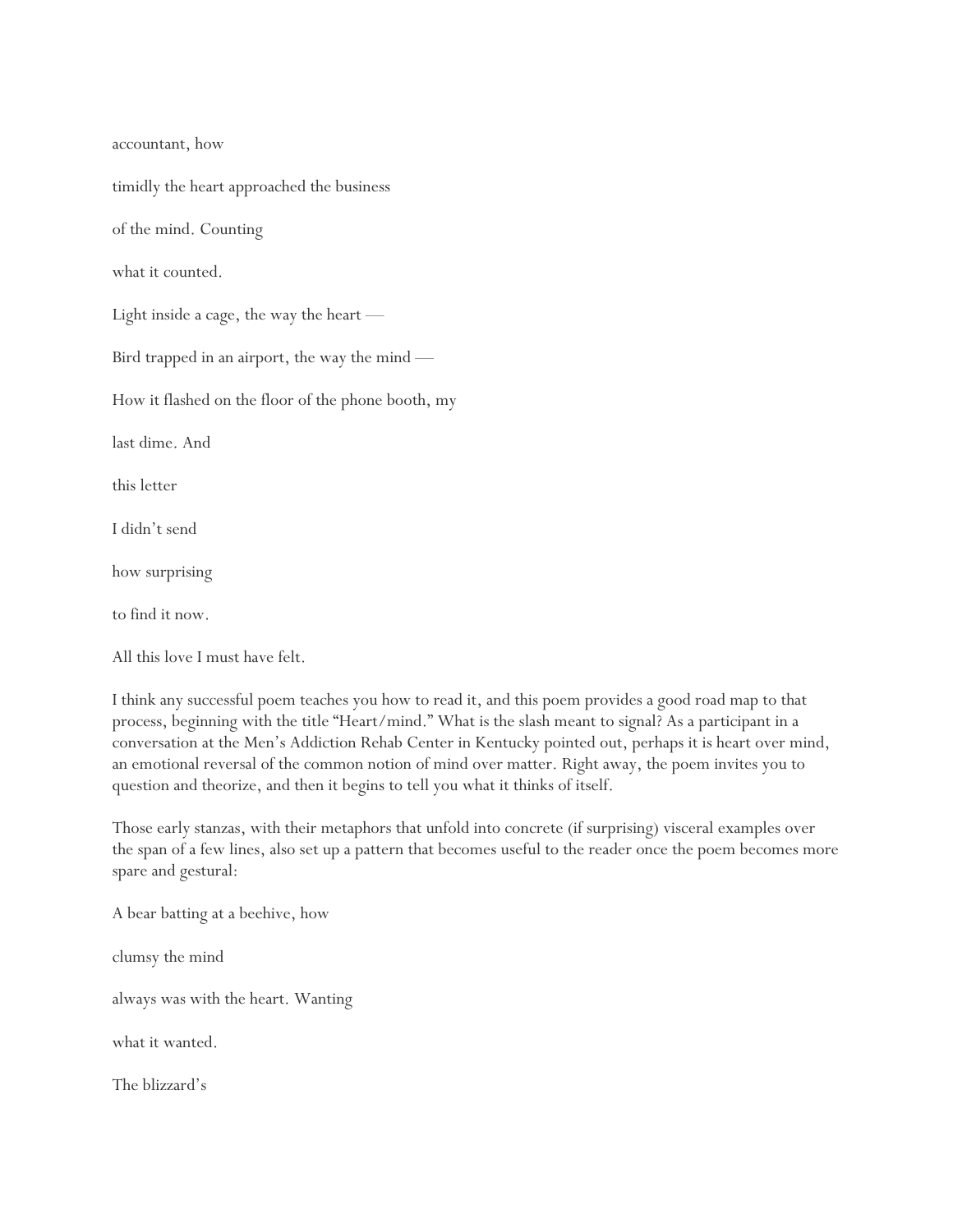accountant, how

timidly the heart approached the business

of the mind. Counting

what it counted.

Light inside a cage, the way the heart —

Bird trapped in an airport, the way the mind —

How it flashed on the floor of the phone booth, my

last dime. And

this letter

I didn't send

how surprising

to find it now.

All this love I must have felt.

I think any successful poem teaches you how to read it, and this poem provides a good road map to that process, beginning with the title "Heart/mind." What is the slash meant to signal? As a participant in a conversation at the Men's Addiction Rehab Center in Kentucky pointed out, perhaps it is heart over mind, an emotional reversal of the common notion of mind over matter. Right away, the poem invites you to question and theorize, and then it begins to tell you what it thinks of itself.

Those early stanzas, with their metaphors that unfold into concrete (if surprising) visceral examples over the span of a few lines, also set up a pattern that becomes useful to the reader once the poem becomes more spare and gestural:

A bear batting at a beehive, how

clumsy the mind

always was with the heart. Wanting

what it wanted.

The blizzard's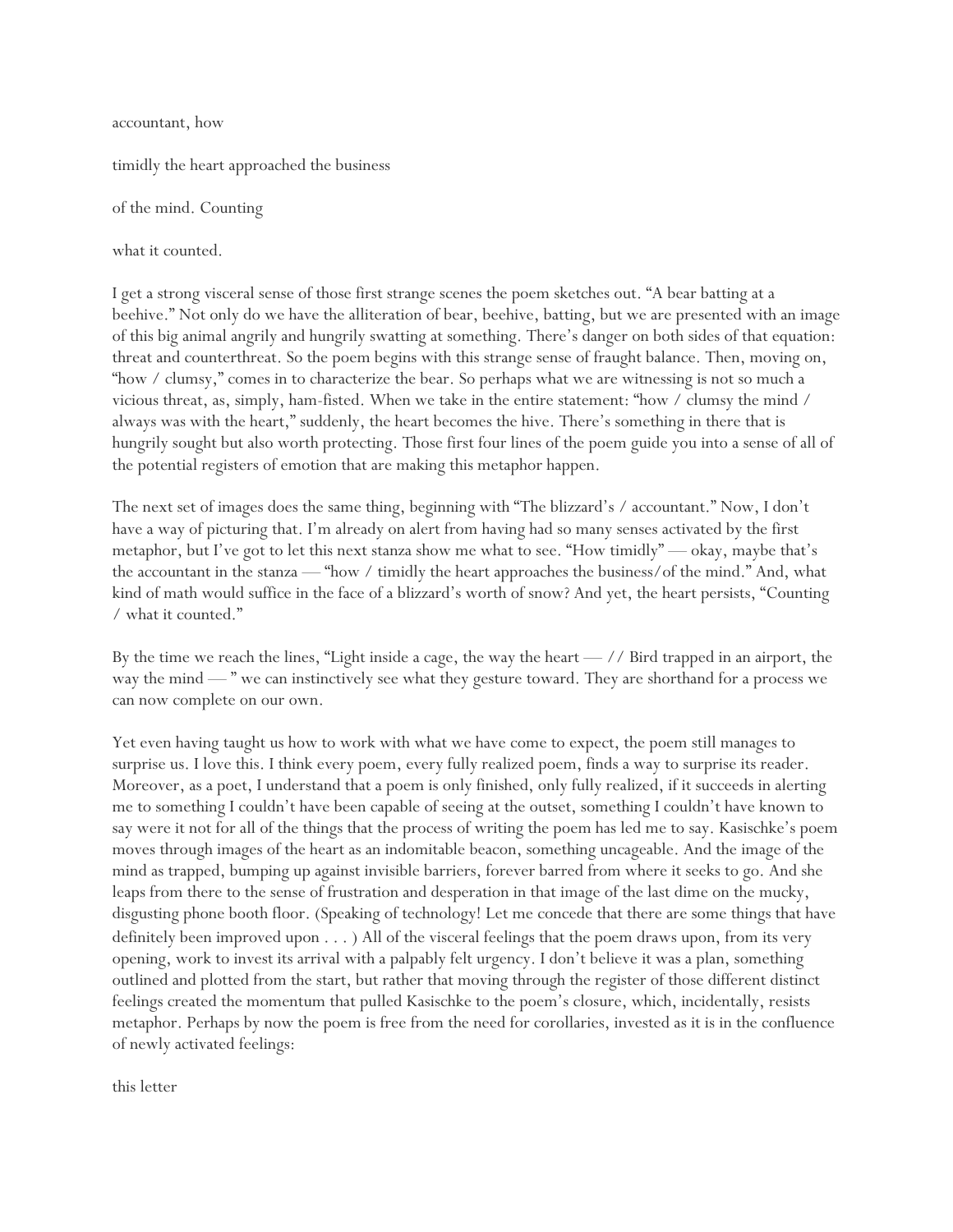accountant, how

timidly the heart approached the business

of the mind. Counting

what it counted.

I get a strong visceral sense of those first strange scenes the poem sketches out. "A bear batting at a beehive." Not only do we have the alliteration of bear, beehive, batting, but we are presented with an image of this big animal angrily and hungrily swatting at something. There's danger on both sides of that equation: threat and counterthreat. So the poem begins with this strange sense of fraught balance. Then, moving on, "how / clumsy," comes in to characterize the bear. So perhaps what we are witnessing is not so much a vicious threat, as, simply, ham-fisted. When we take in the entire statement: "how / clumsy the mind / always was with the heart," suddenly, the heart becomes the hive. There's something in there that is hungrily sought but also worth protecting. Those first four lines of the poem guide you into a sense of all of the potential registers of emotion that are making this metaphor happen.

The next set of images does the same thing, beginning with "The blizzard's / accountant." Now, I don't have a way of picturing that. I'm already on alert from having had so many senses activated by the first metaphor, but I've got to let this next stanza show me what to see. "How timidly" — okay, maybe that's the accountant in the stanza — "how / timidly the heart approaches the business/of the mind." And, what kind of math would suffice in the face of a blizzard's worth of snow? And yet, the heart persists, "Counting / what it counted."

By the time we reach the lines, "Light inside a cage, the way the heart — // Bird trapped in an airport, the way the mind — " we can instinctively see what they gesture toward. They are shorthand for a process we can now complete on our own.

Yet even having taught us how to work with what we have come to expect, the poem still manages to surprise us. I love this. I think every poem, every fully realized poem, finds a way to surprise its reader. Moreover, as a poet, I understand that a poem is only finished, only fully realized, if it succeeds in alerting me to something I couldn't have been capable of seeing at the outset, something I couldn't have known to say were it not for all of the things that the process of writing the poem has led me to say. Kasischke's poem moves through images of the heart as an indomitable beacon, something uncageable. And the image of the mind as trapped, bumping up against invisible barriers, forever barred from where it seeks to go. And she leaps from there to the sense of frustration and desperation in that image of the last dime on the mucky, disgusting phone booth floor. (Speaking of technology! Let me concede that there are some things that have definitely been improved upon . . . ) All of the visceral feelings that the poem draws upon, from its very opening, work to invest its arrival with a palpably felt urgency. I don't believe it was a plan, something outlined and plotted from the start, but rather that moving through the register of those different distinct feelings created the momentum that pulled Kasischke to the poem's closure, which, incidentally, resists metaphor. Perhaps by now the poem is free from the need for corollaries, invested as it is in the confluence of newly activated feelings:

this letter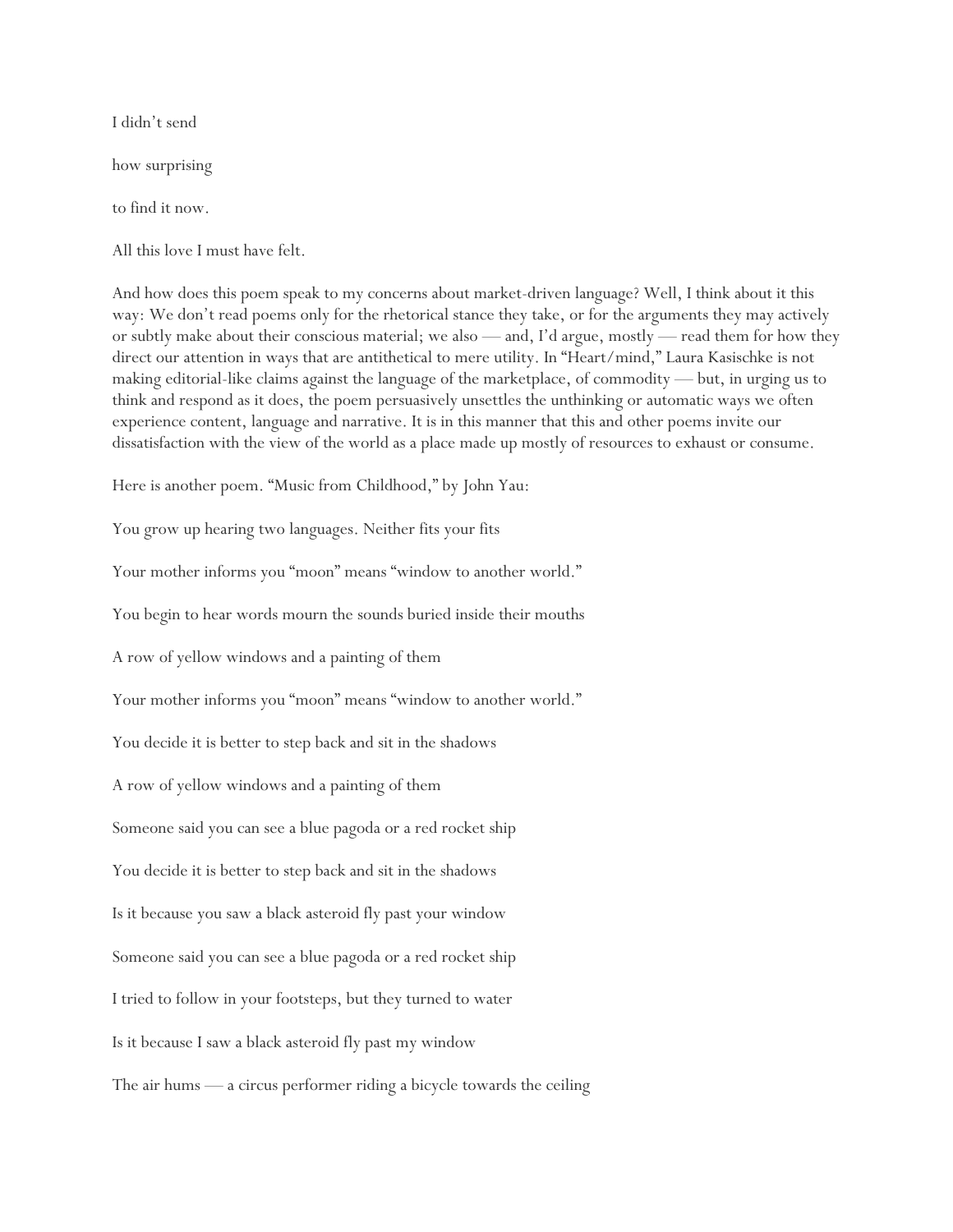I didn’t send

how surprising

to find it now.

All this love I must have felt.

And how does this poem speak to my concerns about market-driven language? Well, I think about it this way: We don’t read poems only for the rhetorical stance they take, or for the arguments they may actively or subtly make about their conscious material; we also — and, I’d argue, mostly — read them for how they direct our attention in ways that are antithetical to mere utility. In “Heart/mind,” Laura Kasischke is not making editorial-like claims against the language of the marketplace, of commodity — but, in urging us to think and respond as it does, the poem persuasively unsettles the unthinking or automatic ways we often experience content, language and narrative. It is in this manner that this and other poems invite our dissatisfaction with the view of the world as a place made up mostly of resources to exhaust or consume.

Here is another poem. “Music from Childhood,” by John Yau:

You grow up hearing two languages. Neither fits your fits

Your mother informs you “moon” means “window to another world.”

You begin to hear words mourn the sounds buried inside their mouths

A row of yellow windows and a painting of them

Your mother informs you “moon” means “window to another world.”

You decide it is better to step back and sit in the shadows

A row of yellow windows and a painting of them

Someone said you can see a blue pagoda or a red rocket ship

You decide it is better to step back and sit in the shadows

Is it because you saw a black asteroid fly past your window

Someone said you can see a blue pagoda or a red rocket ship

I tried to follow in your footsteps, but they turned to water

Is it because I saw a black asteroid fly past my window

The air hums — a circus performer riding a bicycle towards the ceiling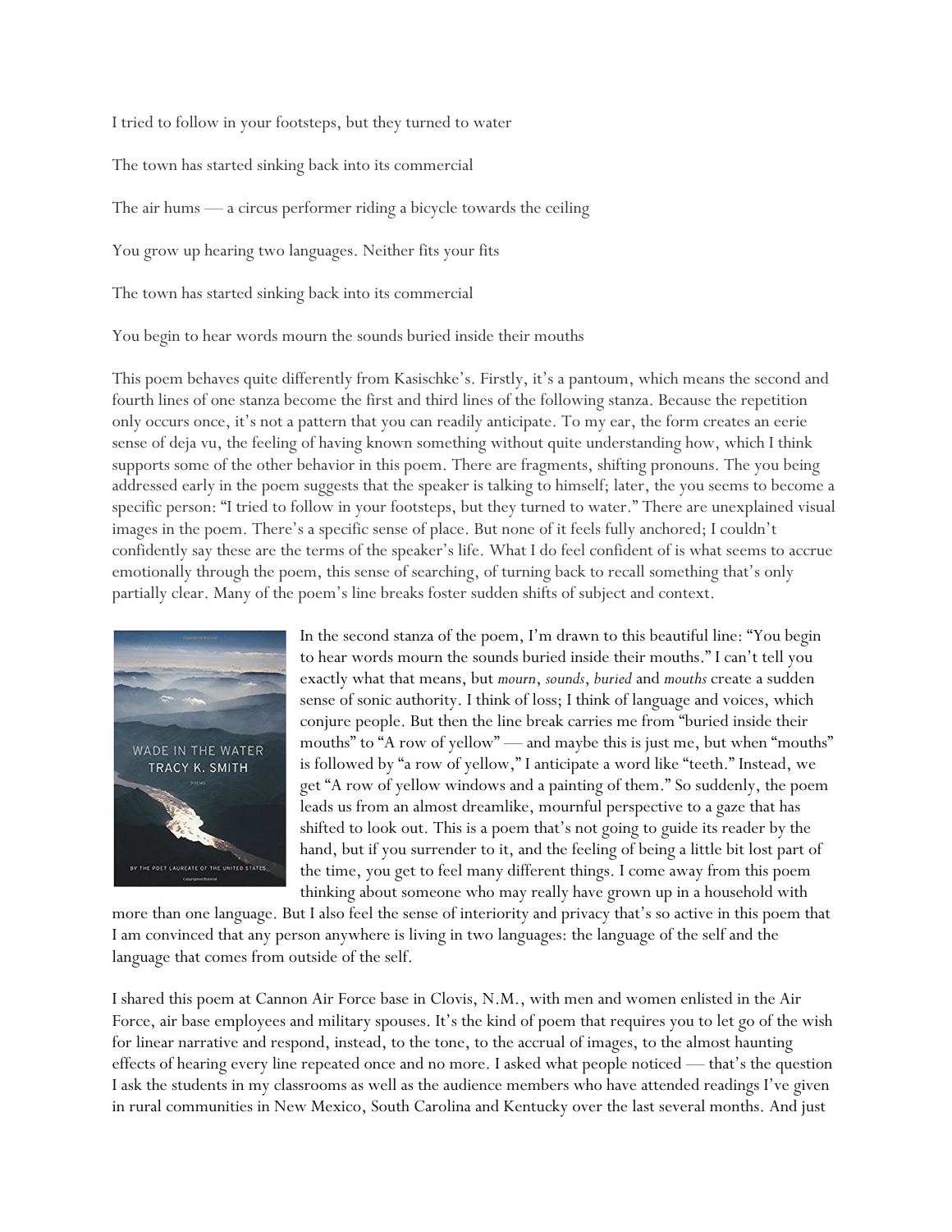I tried to follow in your footsteps, but they turned to water

The town has started sinking back into its commercial

The air hums — a circus performer riding a bicycle towards the ceiling

You grow up hearing two languages. Neither fits your fits

The town has started sinking back into its commercial

You begin to hear words mourn the sounds buried inside their mouths

This poem behaves quite differently from Kasischke's. Firstly, it's a pantoum, which means the second and fourth lines of one stanza become the first and third lines of the following stanza. Because the repetition only occurs once, it's not a pattern that you can readily anticipate. To my ear, the form creates an eerie sense of deja vu, the feeling of having known something without quite understanding how, which I think supports some of the other behavior in this poem. There are fragments, shifting pronouns. The you being addressed early in the poem suggests that the speaker is talking to himself; later, the you seems to become a specific person: "I tried to follow in your footsteps, but they turned to water." There are unexplained visual images in the poem. There's a specific sense of place. But none of it feels fully anchored; I couldn't confidently say these are the terms of the speaker's life. What I do feel confident of is what seems to accrue emotionally through the poem, this sense of searching, of turning back to recall something that's only partially clear. Many of the poem's line breaks foster sudden shifts of subject and context.

In the second stanza of the poem, I'm drawn to this beautiful line: "You begin to hear words mourn the sounds buried inside their mouths." I can't tell you exactly what that means, but *mourn*, *sounds*, *buried* and *mouths* create a sudden sense of sonic authority. I think of loss; I think of language and voices, which conjure people. But then the line break carries me from "buried inside their mouths" to "A row of yellow" — and maybe this is just me, but when "mouths" is followed by "a row of yellow," I anticipate a word like "teeth." Instead, we get "A row of yellow windows and a painting of them." So suddenly, the poem leads us from an almost dreamlike, mournful perspective to a gaze that has shifted to look out. This is a poem that's not going to guide its reader by the hand, but if you surrender to it, and the feeling of being a little bit lost part of the time, you get to feel many different things. I come away from this poem thinking about someone who may really have grown up in a household with more than one language. But I also feel the sense of interiority and privacy that's so active in this poem that I am convinced that any person anywhere is living in two languages: the language of the self and the language that comes from outside of the self.

I shared this poem at Cannon Air Force base in Clovis, N.M., with men and women enlisted in the Air Force, air base employees and military spouses. It's the kind of poem that requires you to let go of the wish for linear narrative and respond, instead, to the tone, to the accrual of images, to the almost haunting effects of hearing every line repeated once and no more. I asked what people noticed — that's the question I ask the students in my classrooms as well as the audience members who have attended readings I've given in rural communities in New Mexico, South Carolina and Kentucky over the last several months. And just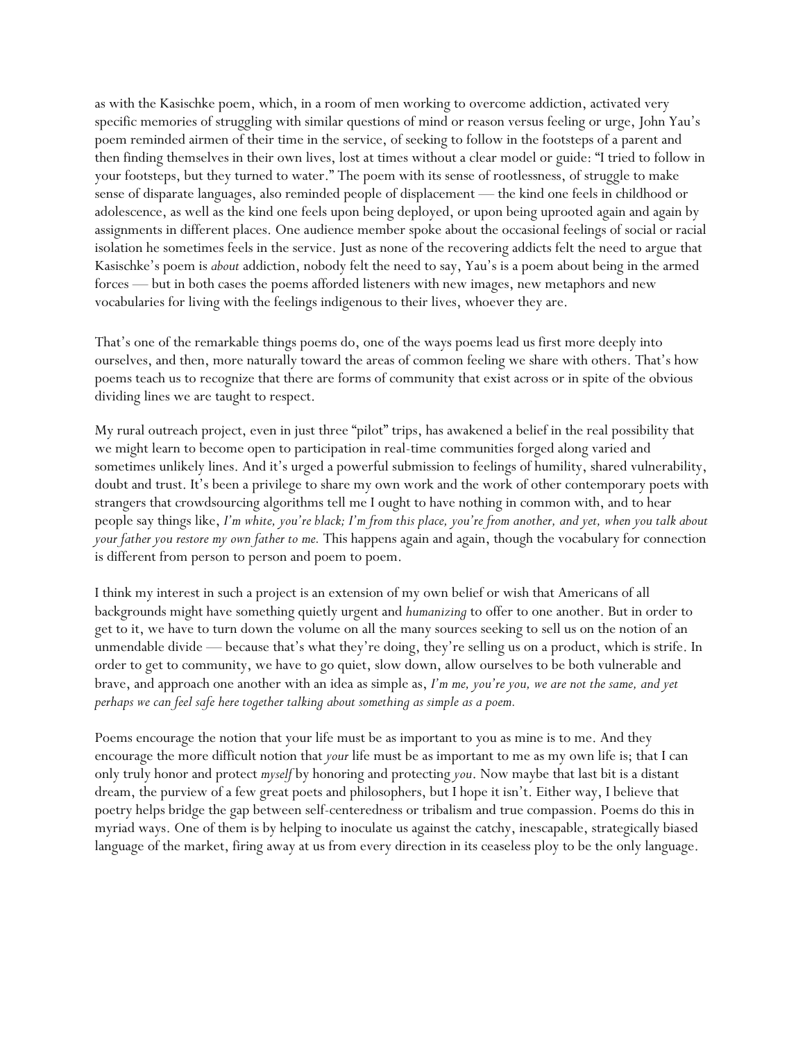as with the Kasischke poem, which, in a room of men working to overcome addiction, activated very specific memories of struggling with similar questions of mind or reason versus feeling or urge, John Yau's poem reminded airmen of their time in the service, of seeking to follow in the footsteps of a parent and then finding themselves in their own lives, lost at times without a clear model or guide: "I tried to follow in your footsteps, but they turned to water." The poem with its sense of rootlessness, of struggle to make sense of disparate languages, also reminded people of displacement — the kind one feels in childhood or adolescence, as well as the kind one feels upon being deployed, or upon being uprooted again and again by assignments in different places. One audience member spoke about the occasional feelings of social or racial isolation he sometimes feels in the service. Just as none of the recovering addicts felt the need to argue that Kasischke's poem is *about* addiction, nobody felt the need to say, Yau's is a poem about being in the armed forces — but in both cases the poems afforded listeners with new images, new metaphors and new vocabularies for living with the feelings indigenous to their lives, whoever they are.

That's one of the remarkable things poems do, one of the ways poems lead us first more deeply into ourselves, and then, more naturally toward the areas of common feeling we share with others. That's how poems teach us to recognize that there are forms of community that exist across or in spite of the obvious dividing lines we are taught to respect.

My rural outreach project, even in just three "pilot" trips, has awakened a belief in the real possibility that we might learn to become open to participation in real-time communities forged along varied and sometimes unlikely lines. And it's urged a powerful submission to feelings of humility, shared vulnerability, doubt and trust. It's been a privilege to share my own work and the work of other contemporary poets with strangers that crowdsourcing algorithms tell me I ought to have nothing in common with, and to hear people say things like, *I'm white, you're black; I'm from this place, you're from another, and yet, when you talk about your father you restore my own father to me.* This happens again and again, though the vocabulary for connection is different from person to person and poem to poem.

I think my interest in such a project is an extension of my own belief or wish that Americans of all backgrounds might have something quietly urgent and *humanizing* to offer to one another. But in order to get to it, we have to turn down the volume on all the many sources seeking to sell us on the notion of an unmendable divide — because that's what they're doing, they're selling us on a product, which is strife. In order to get to community, we have to go quiet, slow down, allow ourselves to be both vulnerable and brave, and approach one another with an idea as simple as, *I'm me, you're you, we are not the same, and yet perhaps we can feel safe here together talking about something as simple as a poem.*

Poems encourage the notion that your life must be as important to you as mine is to me. And they encourage the more difficult notion that *your* life must be as important to me as my own life is; that I can only truly honor and protect *myself* by honoring and protecting *you*. Now maybe that last bit is a distant dream, the purview of a few great poets and philosophers, but I hope it isn't. Either way, I believe that poetry helps bridge the gap between self-centeredness or tribalism and true compassion. Poems do this in myriad ways. One of them is by helping to inoculate us against the catchy, inescapable, strategically biased language of the market, firing away at us from every direction in its ceaseless ploy to be the only language.